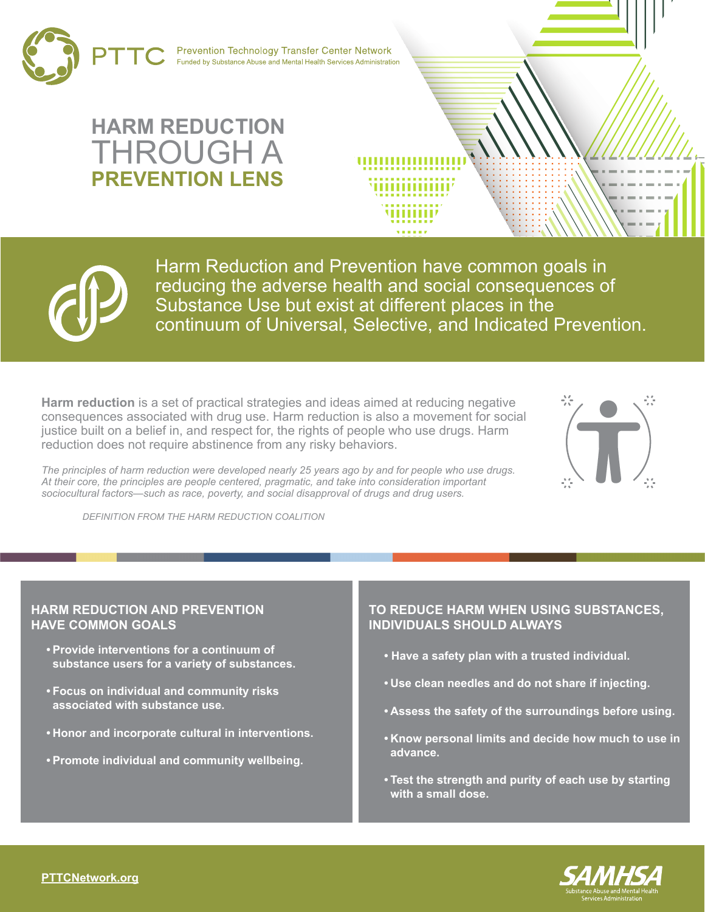PTTC Prevention Technology Transfer Center Network
Funded by Substance Abuse and Mental Health Services Administration

# HARM REDUCTION THROUGH A PREVENTION LENS

Harm Reduction and Prevention have common goals in reducing the adverse health and social consequences of Substance Use but exist at different places in the continuum of Universal, Selective, and Indicated Prevention.

**Harm reduction** is a set of practical strategies and ideas aimed at reducing negative consequences associated with drug use. Harm reduction is also a movement for social justice built on a belief in, and respect for, the rights of people who use drugs. Harm reduction does not require abstinence from any risky behaviors.

*The principles of harm reduction were developed nearly 25 years ago by and for people who use drugs. At their core, the principles are people centered, pragmatic, and take into consideration important sociocultural factors—such as race, poverty, and social disapproval of drugs and drug users.*

*DEFINITION FROM THE HARM REDUCTION COALITION*

## HARM REDUCTION AND PREVENTION HAVE COMMON GOALS

- **Provide interventions for a continuum of substance users for a variety of substances.**
- **Focus on individual and community risks associated with substance use.**
- **Honor and incorporate cultural in interventions.**
- **Promote individual and community wellbeing.**

## TO REDUCE HARM WHEN USING SUBSTANCES, INDIVIDUALS SHOULD ALWAYS

- **Have a safety plan with a trusted individual.**
- **Use clean needles and do not share if injecting.**
- **Assess the safety of the surroundings before using.**
- **Know personal limits and decide how much to use in advance.**
- **Test the strength and purity of each use by starting with a small dose.**

PTTCNetwork.org

SAMHSA
Substance Abuse and Mental Health Services Administration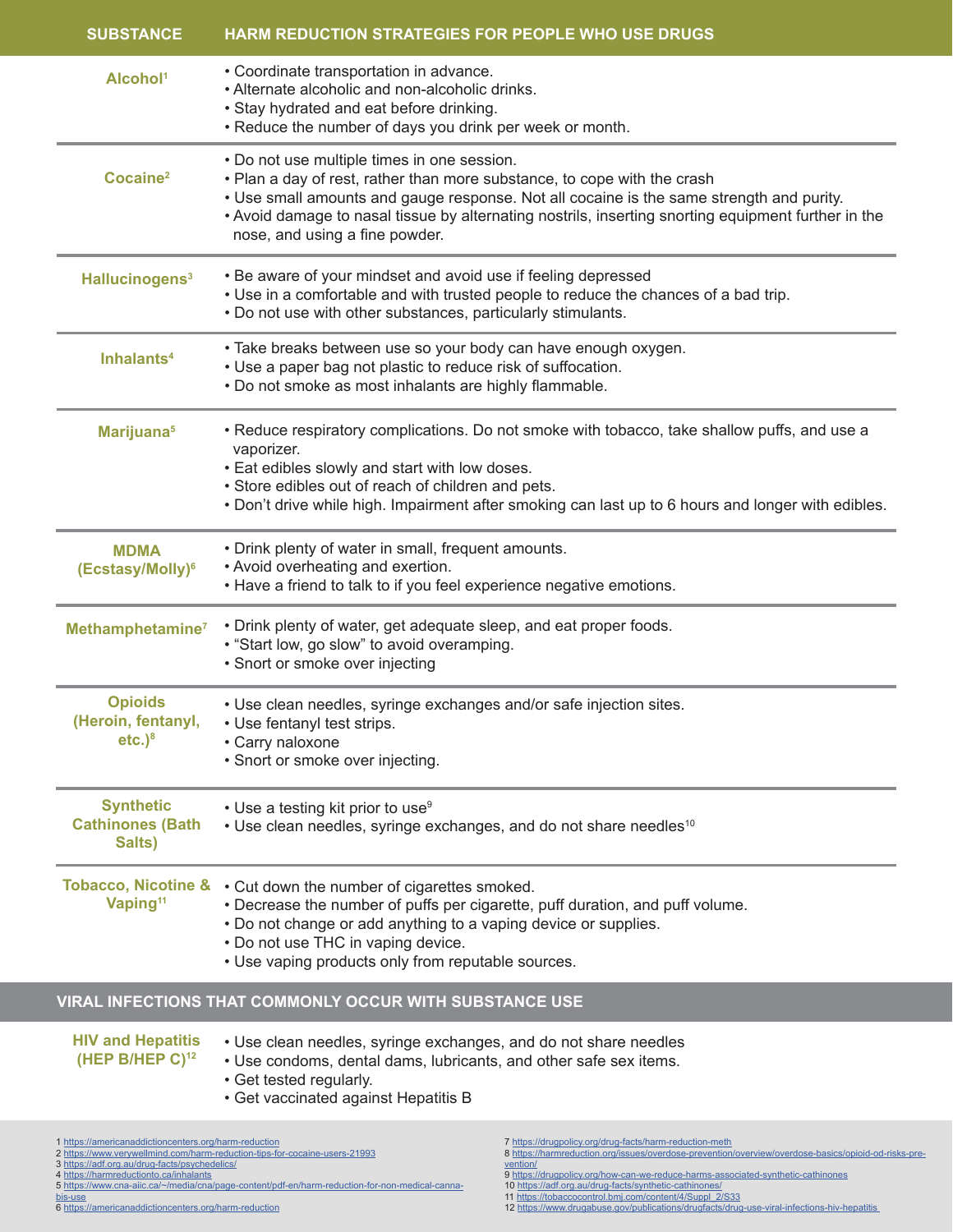| SUBSTANCE | HARM REDUCTION STRATEGIES FOR PEOPLE WHO USE DRUGS |
|---|---|
| Alcohol[1] | • Coordinate transportation in advance.<br>• Alternate alcoholic and non-alcoholic drinks.<br>• Stay hydrated and eat before drinking.<br>• Reduce the number of days you drink per week or month. |
| Cocaine[2] | • Do not use multiple times in one session.<br>• Plan a day of rest, rather than more substance, to cope with the crash<br>• Use small amounts and gauge response. Not all cocaine is the same strength and purity.<br>• Avoid damage to nasal tissue by alternating nostrils, inserting snorting equipment further in the nose, and using a fine powder. |
| Hallucinogens[3] | • Be aware of your mindset and avoid use if feeling depressed<br>• Use in a comfortable and with trusted people to reduce the chances of a bad trip.<br>• Do not use with other substances, particularly stimulants. |
| Inhalants[4] | • Take breaks between use so your body can have enough oxygen.<br>• Use a paper bag not plastic to reduce risk of suffocation.<br>• Do not smoke as most inhalants are highly flammable. |
| Marijuana[5] | • Reduce respiratory complications. Do not smoke with tobacco, take shallow puffs, and use a vaporizer.<br>• Eat edibles slowly and start with low doses.<br>• Store edibles out of reach of children and pets.<br>• Don't drive while high. Impairment after smoking can last up to 6 hours and longer with edibles. |
| MDMA (Ecstasy/Molly)[6] | • Drink plenty of water in small, frequent amounts.<br>• Avoid overheating and exertion.<br>• Have a friend to talk to if you feel experience negative emotions. |
| Methamphetamine[7] | • Drink plenty of water, get adequate sleep, and eat proper foods.<br>• "Start low, go slow" to avoid overamping.<br>• Snort or smoke over injecting |
| Opioids (Heroin, fentanyl, etc.)[8] | • Use clean needles, syringe exchanges and/or safe injection sites.<br>• Use fentanyl test strips.<br>• Carry naloxone<br>• Snort or smoke over injecting. |
| Synthetic Cathinones (Bath Salts) | • Use a testing kit prior to use[9]<br>• Use clean needles, syringe exchanges, and do not share needles[10] |
| Tobacco, Nicotine & Vaping[11] | • Cut down the number of cigarettes smoked.<br>• Decrease the number of puffs per cigarette, puff duration, and puff volume.<br>• Do not change or add anything to a vaping device or supplies.<br>• Do not use THC in vaping device.<br>• Use vaping products only from reputable sources. |

## VIRAL INFECTIONS THAT COMMONLY OCCUR WITH SUBSTANCE USE

| | |
|---|---|
| HIV and Hepatitis (HEP B/HEP C)[12] | • Use clean needles, syringe exchanges, and do not share needles<br>• Use condoms, dental dams, lubricants, and other safe sex items.<br>• Get tested regularly.<br>• Get vaccinated against Hepatitis B |

1 https://americanaddictioncenters.org/harm-reduction
2 https://www.verywellmind.com/harm-reduction-tips-for-cocaine-users-21993
3 https://adf.org.au/drug-facts/psychedelics/
4 https://harmreductionto.ca/inhalants
5 https://www.cna-aiic.ca/~/media/cna/page-content/pdf-en/harm-reduction-for-non-medical-cannabis-use
6 https://americanaddictioncenters.org/harm-reduction
7 https://drugpolicy.org/drug-facts/harm-reduction-meth
8 https://harmreduction.org/issues/overdose-prevention/overview/overdose-basics/opioid-od-risks-prevention/
9 https://drugpolicy.org/how-can-we-reduce-harms-associated-synthetic-cathinones
10 https://adf.org.au/drug-facts/synthetic-cathinones/
11 https://tobaccocontrol.bmj.com/content/4/Suppl_2/S33
12 https://www.drugabuse.gov/publications/drugfacts/drug-use-viral-infections-hiv-hepatitis